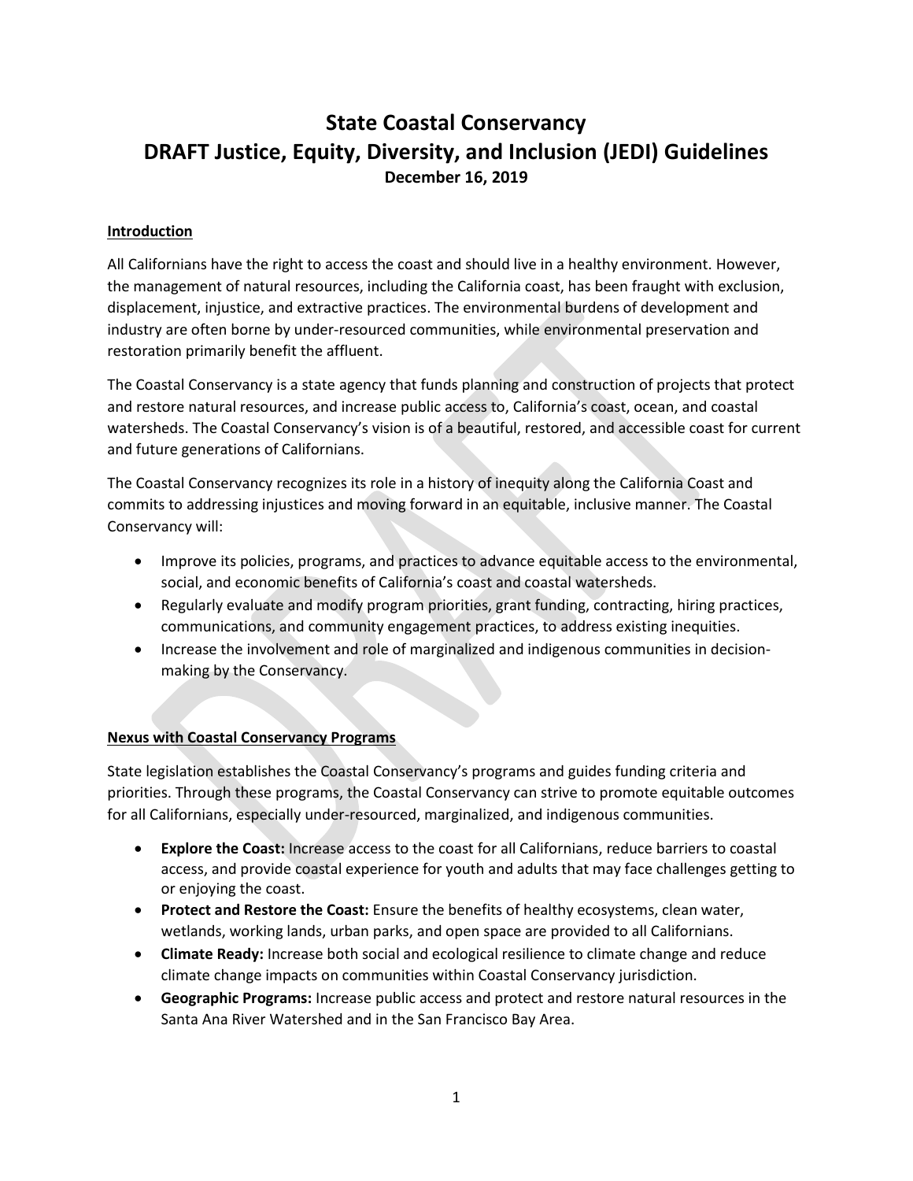# State Coastal Conservancy
# DRAFT Justice, Equity, Diversity, and Inclusion (JEDI) Guidelines

**December 16, 2019**

## Introduction

All Californians have the right to access the coast and should live in a healthy environment. However, the management of natural resources, including the California coast, has been fraught with exclusion, displacement, injustice, and extractive practices. The environmental burdens of development and industry are often borne by under-resourced communities, while environmental preservation and restoration primarily benefit the affluent.

The Coastal Conservancy is a state agency that funds planning and construction of projects that protect and restore natural resources, and increase public access to, California's coast, ocean, and coastal watersheds. The Coastal Conservancy's vision is of a beautiful, restored, and accessible coast for current and future generations of Californians.

The Coastal Conservancy recognizes its role in a history of inequity along the California Coast and commits to addressing injustices and moving forward in an equitable, inclusive manner. The Coastal Conservancy will:

- Improve its policies, programs, and practices to advance equitable access to the environmental, social, and economic benefits of California's coast and coastal watersheds.
- Regularly evaluate and modify program priorities, grant funding, contracting, hiring practices, communications, and community engagement practices, to address existing inequities.
- Increase the involvement and role of marginalized and indigenous communities in decision-making by the Conservancy.

## Nexus with Coastal Conservancy Programs

State legislation establishes the Coastal Conservancy's programs and guides funding criteria and priorities. Through these programs, the Coastal Conservancy can strive to promote equitable outcomes for all Californians, especially under-resourced, marginalized, and indigenous communities.

- **Explore the Coast:** Increase access to the coast for all Californians, reduce barriers to coastal access, and provide coastal experience for youth and adults that may face challenges getting to or enjoying the coast.
- **Protect and Restore the Coast:** Ensure the benefits of healthy ecosystems, clean water, wetlands, working lands, urban parks, and open space are provided to all Californians.
- **Climate Ready:** Increase both social and ecological resilience to climate change and reduce climate change impacts on communities within Coastal Conservancy jurisdiction.
- **Geographic Programs:** Increase public access and protect and restore natural resources in the Santa Ana River Watershed and in the San Francisco Bay Area.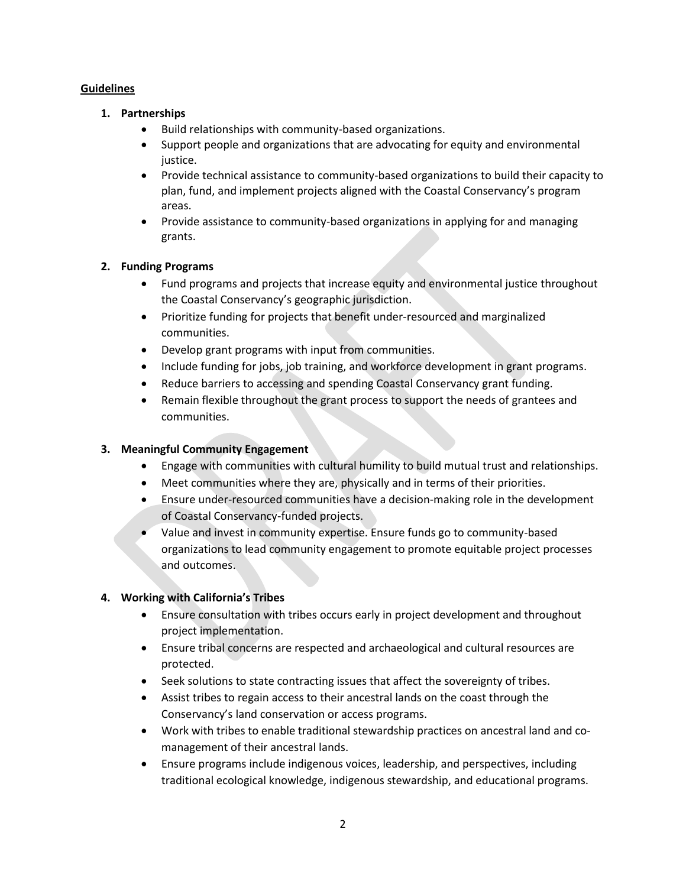**Guidelines**

1. **Partnerships**
    - Build relationships with community-based organizations.
    - Support people and organizations that are advocating for equity and environmental justice.
    - Provide technical assistance to community-based organizations to build their capacity to plan, fund, and implement projects aligned with the Coastal Conservancy's program areas.
    - Provide assistance to community-based organizations in applying for and managing grants.

2. **Funding Programs**
    - Fund programs and projects that increase equity and environmental justice throughout the Coastal Conservancy's geographic jurisdiction.
    - Prioritize funding for projects that benefit under-resourced and marginalized communities.
    - Develop grant programs with input from communities.
    - Include funding for jobs, job training, and workforce development in grant programs.
    - Reduce barriers to accessing and spending Coastal Conservancy grant funding.
    - Remain flexible throughout the grant process to support the needs of grantees and communities.

3. **Meaningful Community Engagement**
    - Engage with communities with cultural humility to build mutual trust and relationships.
    - Meet communities where they are, physically and in terms of their priorities.
    - Ensure under-resourced communities have a decision-making role in the development of Coastal Conservancy-funded projects.
    - Value and invest in community expertise. Ensure funds go to community-based organizations to lead community engagement to promote equitable project processes and outcomes.

4. **Working with California's Tribes**
    - Ensure consultation with tribes occurs early in project development and throughout project implementation.
    - Ensure tribal concerns are respected and archaeological and cultural resources are protected.
    - Seek solutions to state contracting issues that affect the sovereignty of tribes.
    - Assist tribes to regain access to their ancestral lands on the coast through the Conservancy's land conservation or access programs.
    - Work with tribes to enable traditional stewardship practices on ancestral land and co-management of their ancestral lands.
    - Ensure programs include indigenous voices, leadership, and perspectives, including traditional ecological knowledge, indigenous stewardship, and educational programs.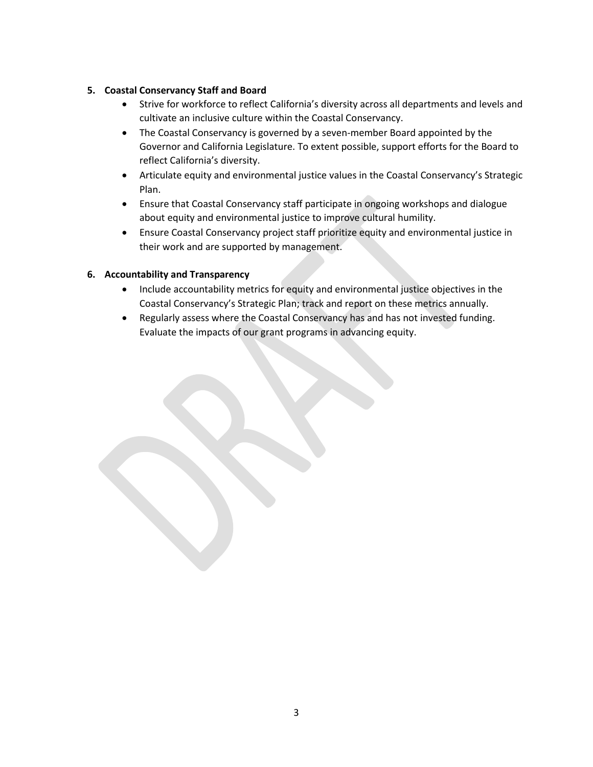**5. Coastal Conservancy Staff and Board**

- Strive for workforce to reflect California's diversity across all departments and levels and cultivate an inclusive culture within the Coastal Conservancy.
- The Coastal Conservancy is governed by a seven-member Board appointed by the Governor and California Legislature. To extent possible, support efforts for the Board to reflect California's diversity.
- Articulate equity and environmental justice values in the Coastal Conservancy's Strategic Plan.
- Ensure that Coastal Conservancy staff participate in ongoing workshops and dialogue about equity and environmental justice to improve cultural humility.
- Ensure Coastal Conservancy project staff prioritize equity and environmental justice in their work and are supported by management.

**6. Accountability and Transparency**

- Include accountability metrics for equity and environmental justice objectives in the Coastal Conservancy's Strategic Plan; track and report on these metrics annually.
- Regularly assess where the Coastal Conservancy has and has not invested funding. Evaluate the impacts of our grant programs in advancing equity.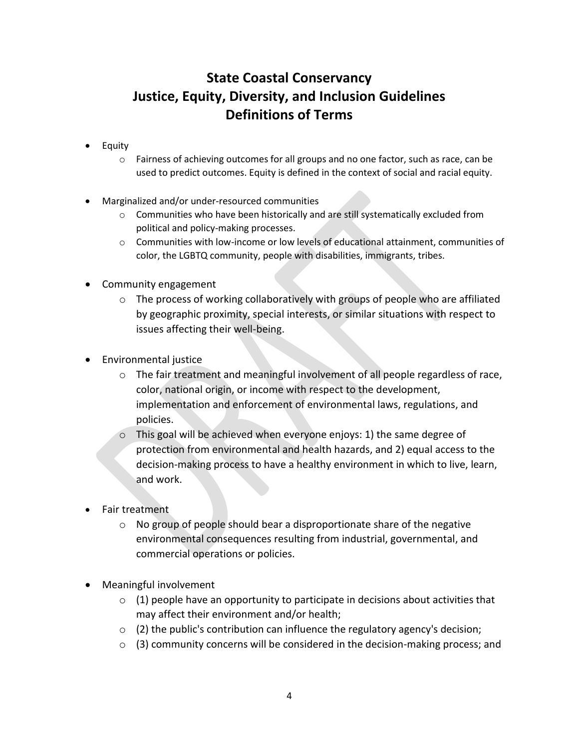# State Coastal Conservancy
# Justice, Equity, Diversity, and Inclusion Guidelines
# Definitions of Terms

- Equity
  - Fairness of achieving outcomes for all groups and no one factor, such as race, can be used to predict outcomes. Equity is defined in the context of social and racial equity.
- Marginalized and/or under-resourced communities
  - Communities who have been historically and are still systematically excluded from political and policy-making processes.
  - Communities with low-income or low levels of educational attainment, communities of color, the LGBTQ community, people with disabilities, immigrants, tribes.
- Community engagement
  - The process of working collaboratively with groups of people who are affiliated by geographic proximity, special interests, or similar situations with respect to issues affecting their well-being.
- Environmental justice
  - The fair treatment and meaningful involvement of all people regardless of race, color, national origin, or income with respect to the development, implementation and enforcement of environmental laws, regulations, and policies.
  - This goal will be achieved when everyone enjoys: 1) the same degree of protection from environmental and health hazards, and 2) equal access to the decision-making process to have a healthy environment in which to live, learn, and work.
- Fair treatment
  - No group of people should bear a disproportionate share of the negative environmental consequences resulting from industrial, governmental, and commercial operations or policies.
- Meaningful involvement
  - (1) people have an opportunity to participate in decisions about activities that may affect their environment and/or health;
  - (2) the public's contribution can influence the regulatory agency's decision;
  - (3) community concerns will be considered in the decision-making process; and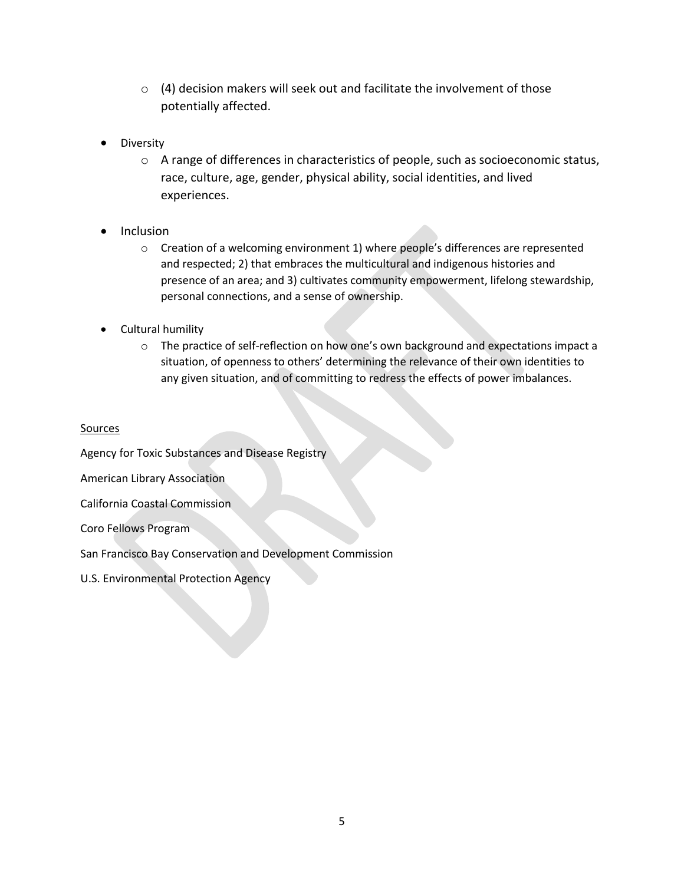- (4) decision makers will seek out and facilitate the involvement of those potentially affected.

- Diversity
  - A range of differences in characteristics of people, such as socioeconomic status, race, culture, age, gender, physical ability, social identities, and lived experiences.

- Inclusion
  - Creation of a welcoming environment 1) where people's differences are represented and respected; 2) that embraces the multicultural and indigenous histories and presence of an area; and 3) cultivates community empowerment, lifelong stewardship, personal connections, and a sense of ownership.

- Cultural humility
  - The practice of self-reflection on how one's own background and expectations impact a situation, of openness to others' determining the relevance of their own identities to any given situation, and of committing to redress the effects of power imbalances.

Sources

Agency for Toxic Substances and Disease Registry

American Library Association

California Coastal Commission

Coro Fellows Program

San Francisco Bay Conservation and Development Commission

U.S. Environmental Protection Agency